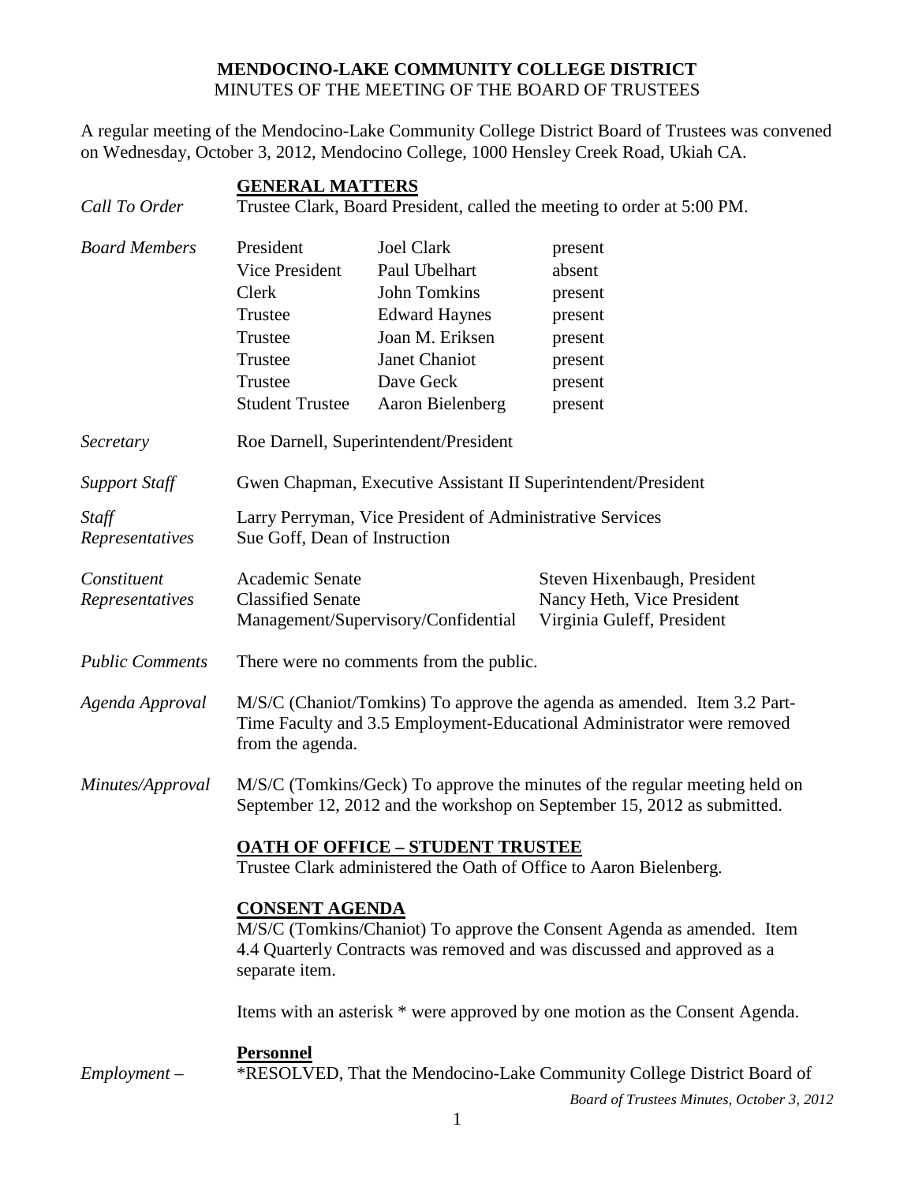# MENDOCINO-LAKE COMMUNITY COLLEGE DISTRICT
MINUTES OF THE MEETING OF THE BOARD OF TRUSTEES

A regular meeting of the Mendocino-Lake Community College District Board of Trustees was convened on Wednesday, October 3, 2012, Mendocino College, 1000 Hensley Creek Road, Ukiah CA.

## GENERAL MATTERS

*Call To Order* — Trustee Clark, Board President, called the meeting to order at 5:00 PM.

*Board Members*

| | | |
|---|---|---|
| President | Joel Clark | present |
| Vice President | Paul Ubelhart | absent |
| Clerk | John Tomkins | present |
| Trustee | Edward Haynes | present |
| Trustee | Joan M. Eriksen | present |
| Trustee | Janet Chaniot | present |
| Trustee | Dave Geck | present |
| Student Trustee | Aaron Bielenberg | present |

*Secretary* — Roe Darnell, Superintendent/President

*Support Staff* — Gwen Chapman, Executive Assistant II Superintendent/President

*Staff Representatives* — Larry Perryman, Vice President of Administrative Services; Sue Goff, Dean of Instruction

*Constituent Representatives*

| | |
|---|---|
| Academic Senate | Steven Hixenbaugh, President |
| Classified Senate | Nancy Heth, Vice President |
| Management/Supervisory/Confidential | Virginia Guleff, President |

*Public Comments* — There were no comments from the public.

*Agenda Approval* — M/S/C (Chaniot/Tomkins) To approve the agenda as amended. Item 3.2 Part-Time Faculty and 3.5 Employment-Educational Administrator were removed from the agenda.

*Minutes/Approval* — M/S/C (Tomkins/Geck) To approve the minutes of the regular meeting held on September 12, 2012 and the workshop on September 15, 2012 as submitted.

## OATH OF OFFICE – STUDENT TRUSTEE

Trustee Clark administered the Oath of Office to Aaron Bielenberg.

## CONSENT AGENDA

M/S/C (Tomkins/Chaniot) To approve the Consent Agenda as amended. Item 4.4 Quarterly Contracts was removed and was discussed and approved as a separate item.

Items with an asterisk * were approved by one motion as the Consent Agenda.

### Personnel

*Employment –* *RESOLVED, That the Mendocino-Lake Community College District Board of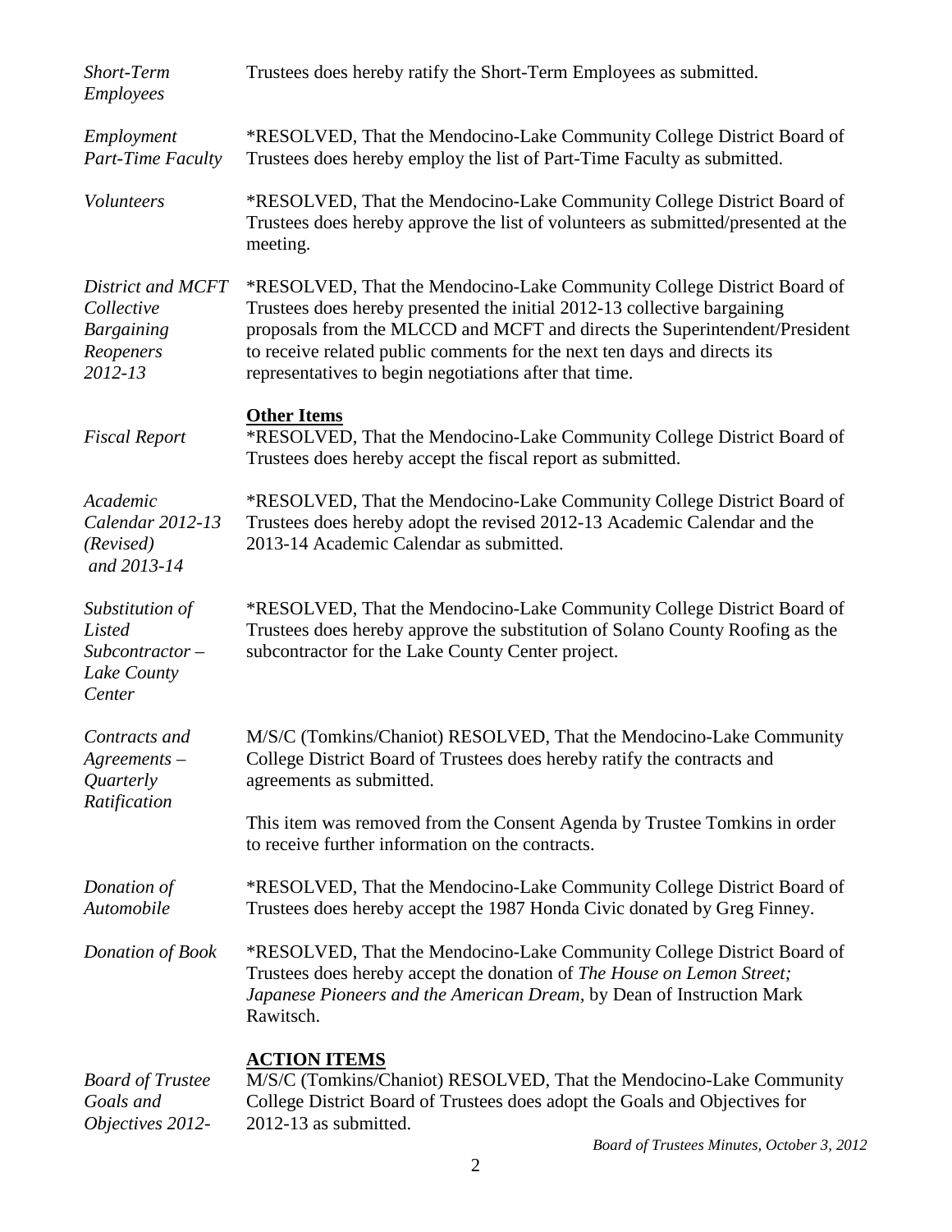*Short-Term Employees*

Trustees does hereby ratify the Short-Term Employees as submitted.

*Employment Part-Time Faculty*

*RESOLVED, That the Mendocino-Lake Community College District Board of Trustees does hereby employ the list of Part-Time Faculty as submitted.

*Volunteers*

*RESOLVED, That the Mendocino-Lake Community College District Board of Trustees does hereby approve the list of volunteers as submitted/presented at the meeting.

*District and MCFT Collective Bargaining Reopeners 2012-13*

*RESOLVED, That the Mendocino-Lake Community College District Board of Trustees does hereby presented the initial 2012-13 collective bargaining proposals from the MLCCD and MCFT and directs the Superintendent/President to receive related public comments for the next ten days and directs its representatives to begin negotiations after that time.

**Other Items**

*Fiscal Report*

*RESOLVED, That the Mendocino-Lake Community College District Board of Trustees does hereby accept the fiscal report as submitted.

*Academic Calendar 2012-13 (Revised) and 2013-14*

*RESOLVED, That the Mendocino-Lake Community College District Board of Trustees does hereby adopt the revised 2012-13 Academic Calendar and the 2013-14 Academic Calendar as submitted.

*Substitution of Listed Subcontractor – Lake County Center*

*RESOLVED, That the Mendocino-Lake Community College District Board of Trustees does hereby approve the substitution of Solano County Roofing as the subcontractor for the Lake County Center project.

*Contracts and Agreements – Quarterly Ratification*

M/S/C (Tomkins/Chaniot) RESOLVED, That the Mendocino-Lake Community College District Board of Trustees does hereby ratify the contracts and agreements as submitted.

This item was removed from the Consent Agenda by Trustee Tomkins in order to receive further information on the contracts.

*Donation of Automobile*

*RESOLVED, That the Mendocino-Lake Community College District Board of Trustees does hereby accept the 1987 Honda Civic donated by Greg Finney.

*Donation of Book*

*RESOLVED, That the Mendocino-Lake Community College District Board of Trustees does hereby accept the donation of *The House on Lemon Street; Japanese Pioneers and the American Dream,* by Dean of Instruction Mark Rawitsch.

**ACTION ITEMS**

*Board of Trustee Goals and Objectives 2012-*

M/S/C (Tomkins/Chaniot) RESOLVED, That the Mendocino-Lake Community College District Board of Trustees does adopt the Goals and Objectives for 2012-13 as submitted.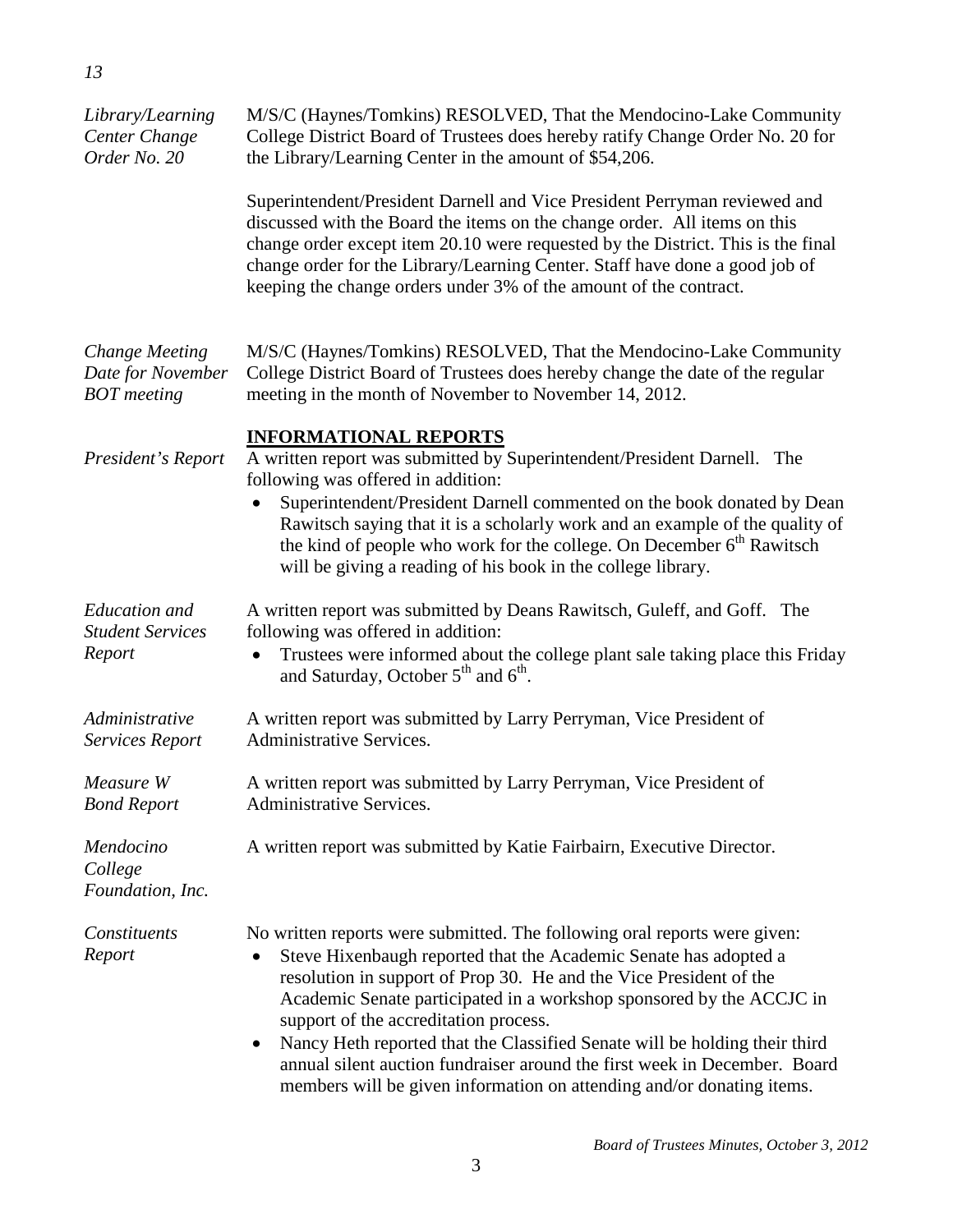13

*Library/Learning Center Change Order No. 20*

M/S/C (Haynes/Tomkins) RESOLVED, That the Mendocino-Lake Community College District Board of Trustees does hereby ratify Change Order No. 20 for the Library/Learning Center in the amount of $54,206.

Superintendent/President Darnell and Vice President Perryman reviewed and discussed with the Board the items on the change order. All items on this change order except item 20.10 were requested by the District. This is the final change order for the Library/Learning Center. Staff have done a good job of keeping the change orders under 3% of the amount of the contract.

*Change Meeting Date for November BOT meeting*

M/S/C (Haynes/Tomkins) RESOLVED, That the Mendocino-Lake Community College District Board of Trustees does hereby change the date of the regular meeting in the month of November to November 14, 2012.

## INFORMATIONAL REPORTS

*President's Report*

A written report was submitted by Superintendent/President Darnell. The following was offered in addition:

- Superintendent/President Darnell commented on the book donated by Dean Rawitsch saying that it is a scholarly work and an example of the quality of the kind of people who work for the college. On December 6th Rawitsch will be giving a reading of his book in the college library.

*Education and Student Services Report*

A written report was submitted by Deans Rawitsch, Guleff, and Goff. The following was offered in addition:

- Trustees were informed about the college plant sale taking place this Friday and Saturday, October 5th and 6th.

*Administrative Services Report*

A written report was submitted by Larry Perryman, Vice President of Administrative Services.

*Measure W Bond Report*

A written report was submitted by Larry Perryman, Vice President of Administrative Services.

*Mendocino College Foundation, Inc.*

A written report was submitted by Katie Fairbairn, Executive Director.

*Constituents Report*

No written reports were submitted. The following oral reports were given:

- Steve Hixenbaugh reported that the Academic Senate has adopted a resolution in support of Prop 30. He and the Vice President of the Academic Senate participated in a workshop sponsored by the ACCJC in support of the accreditation process.
- Nancy Heth reported that the Classified Senate will be holding their third annual silent auction fundraiser around the first week in December. Board members will be given information on attending and/or donating items.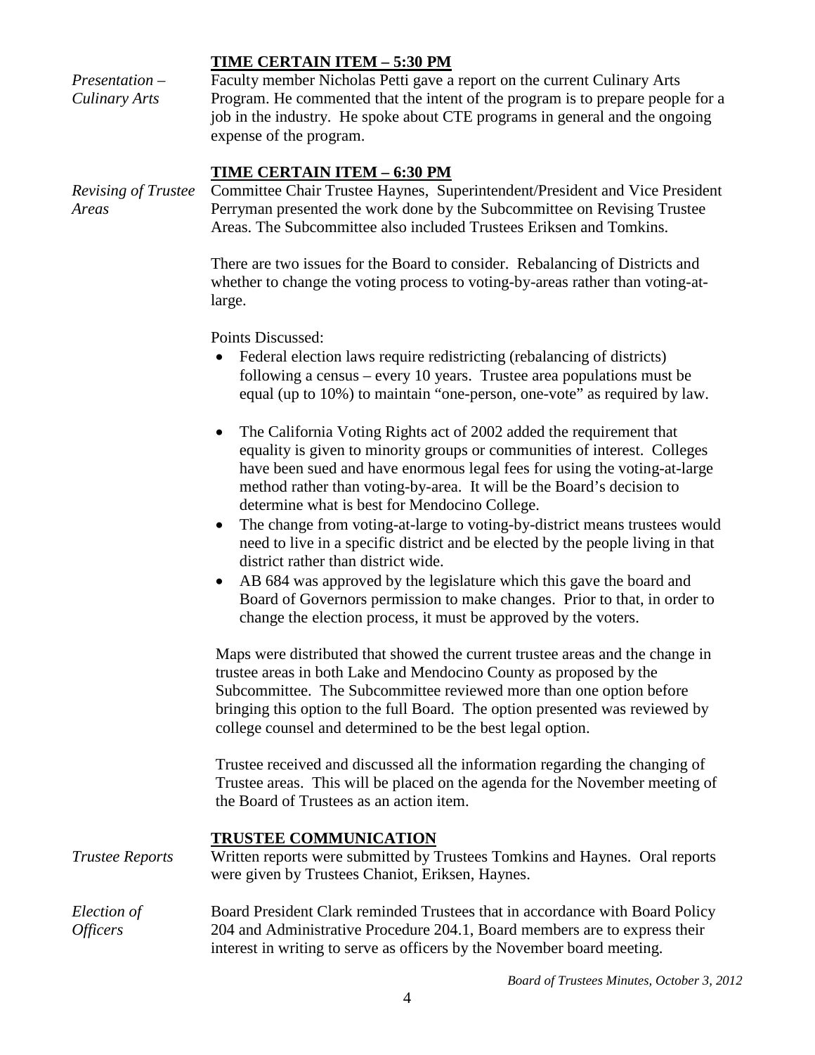### TIME CERTAIN ITEM – 5:30 PM

*Presentation – Culinary Arts*

Faculty member Nicholas Petti gave a report on the current Culinary Arts Program. He commented that the intent of the program is to prepare people for a job in the industry. He spoke about CTE programs in general and the ongoing expense of the program.

### TIME CERTAIN ITEM – 6:30 PM

*Revising of Trustee Areas*

Committee Chair Trustee Haynes, Superintendent/President and Vice President Perryman presented the work done by the Subcommittee on Revising Trustee Areas. The Subcommittee also included Trustees Eriksen and Tomkins.

There are two issues for the Board to consider. Rebalancing of Districts and whether to change the voting process to voting-by-areas rather than voting-at-large.

Points Discussed:

- Federal election laws require redistricting (rebalancing of districts) following a census – every 10 years. Trustee area populations must be equal (up to 10%) to maintain "one-person, one-vote" as required by law.
- The California Voting Rights act of 2002 added the requirement that equality is given to minority groups or communities of interest. Colleges have been sued and have enormous legal fees for using the voting-at-large method rather than voting-by-area. It will be the Board's decision to determine what is best for Mendocino College.
- The change from voting-at-large to voting-by-district means trustees would need to live in a specific district and be elected by the people living in that district rather than district wide.
- AB 684 was approved by the legislature which this gave the board and Board of Governors permission to make changes. Prior to that, in order to change the election process, it must be approved by the voters.

Maps were distributed that showed the current trustee areas and the change in trustee areas in both Lake and Mendocino County as proposed by the Subcommittee. The Subcommittee reviewed more than one option before bringing this option to the full Board. The option presented was reviewed by college counsel and determined to be the best legal option.

Trustee received and discussed all the information regarding the changing of Trustee areas. This will be placed on the agenda for the November meeting of the Board of Trustees as an action item.

### TRUSTEE COMMUNICATION

*Trustee Reports*

Written reports were submitted by Trustees Tomkins and Haynes. Oral reports were given by Trustees Chaniot, Eriksen, Haynes.

*Election of Officers*

Board President Clark reminded Trustees that in accordance with Board Policy 204 and Administrative Procedure 204.1, Board members are to express their interest in writing to serve as officers by the November board meeting.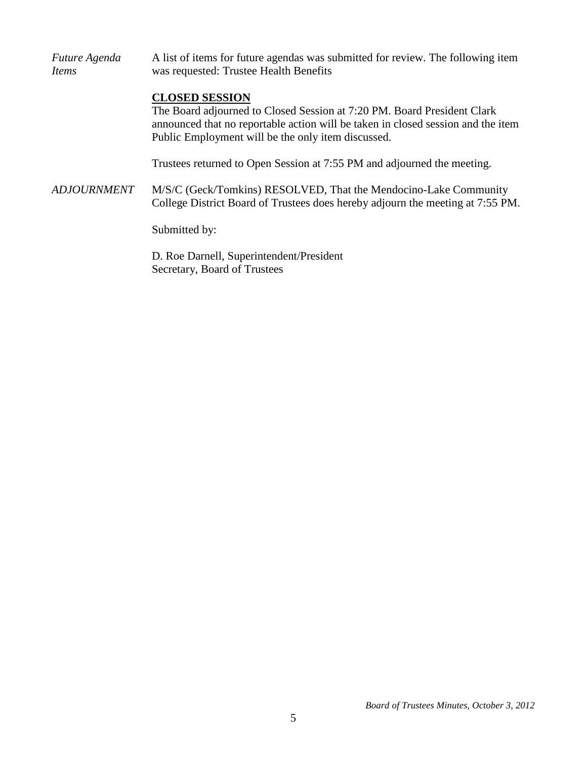*Future Agenda Items* A list of items for future agendas was submitted for review. The following item was requested: Trustee Health Benefits

**CLOSED SESSION**

The Board adjourned to Closed Session at 7:20 PM. Board President Clark announced that no reportable action will be taken in closed session and the item Public Employment will be the only item discussed.

Trustees returned to Open Session at 7:55 PM and adjourned the meeting.

*ADJOURNMENT* M/S/C (Geck/Tomkins) RESOLVED, That the Mendocino-Lake Community College District Board of Trustees does hereby adjourn the meeting at 7:55 PM.

Submitted by:

D. Roe Darnell, Superintendent/President
Secretary, Board of Trustees